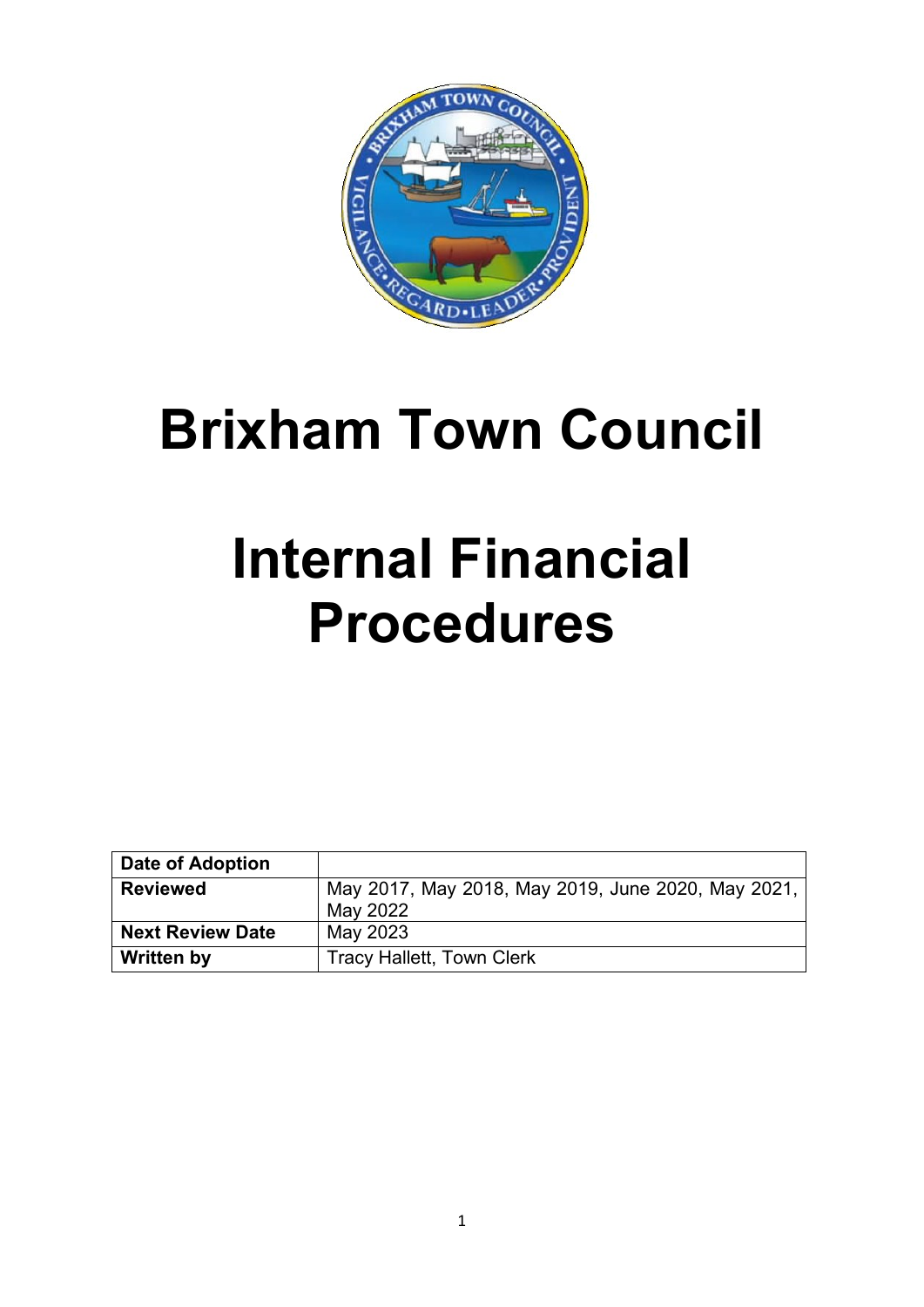# Brixham Town Council

# Internal Financial Procedures

| **Date of Adoption** | |
|---|---|
| **Reviewed** | May 2017, May 2018, May 2019, June 2020, May 2021, May 2022 |
| **Next Review Date** | May 2023 |
| **Written by** | Tracy Hallett, Town Clerk |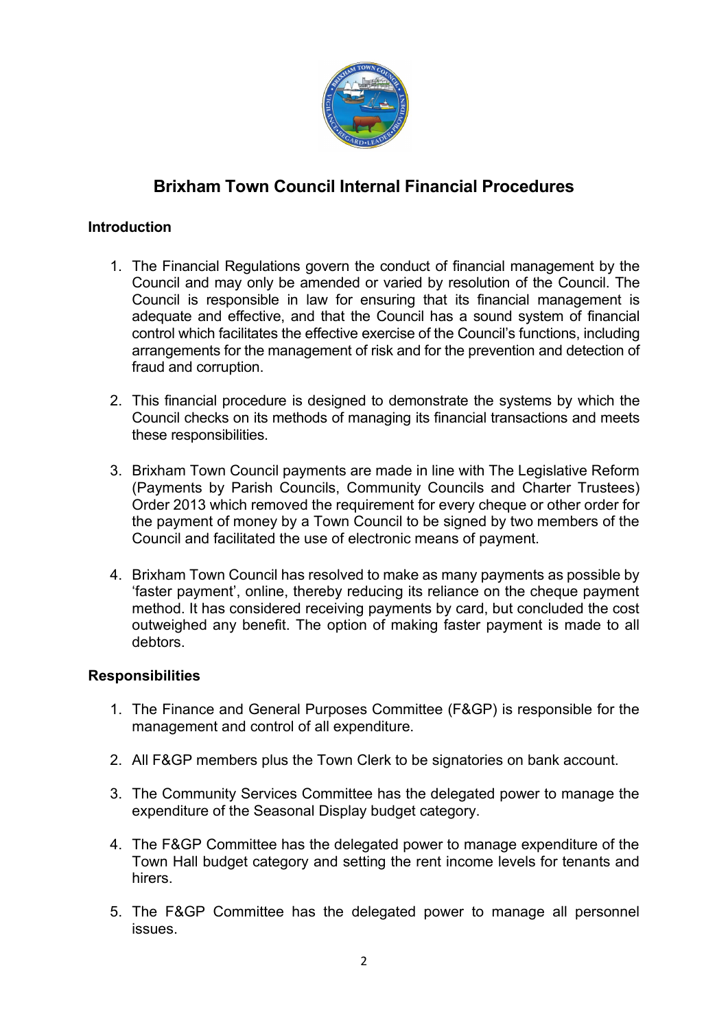# Brixham Town Council Internal Financial Procedures

## Introduction

1. The Financial Regulations govern the conduct of financial management by the Council and may only be amended or varied by resolution of the Council. The Council is responsible in law for ensuring that its financial management is adequate and effective, and that the Council has a sound system of financial control which facilitates the effective exercise of the Council's functions, including arrangements for the management of risk and for the prevention and detection of fraud and corruption.

2. This financial procedure is designed to demonstrate the systems by which the Council checks on its methods of managing its financial transactions and meets these responsibilities.

3. Brixham Town Council payments are made in line with The Legislative Reform (Payments by Parish Councils, Community Councils and Charter Trustees) Order 2013 which removed the requirement for every cheque or other order for the payment of money by a Town Council to be signed by two members of the Council and facilitated the use of electronic means of payment.

4. Brixham Town Council has resolved to make as many payments as possible by 'faster payment', online, thereby reducing its reliance on the cheque payment method. It has considered receiving payments by card, but concluded the cost outweighed any benefit. The option of making faster payment is made to all debtors.

## Responsibilities

1. The Finance and General Purposes Committee (F&GP) is responsible for the management and control of all expenditure.

2. All F&GP members plus the Town Clerk to be signatories on bank account.

3. The Community Services Committee has the delegated power to manage the expenditure of the Seasonal Display budget category.

4. The F&GP Committee has the delegated power to manage expenditure of the Town Hall budget category and setting the rent income levels for tenants and hirers.

5. The F&GP Committee has the delegated power to manage all personnel issues.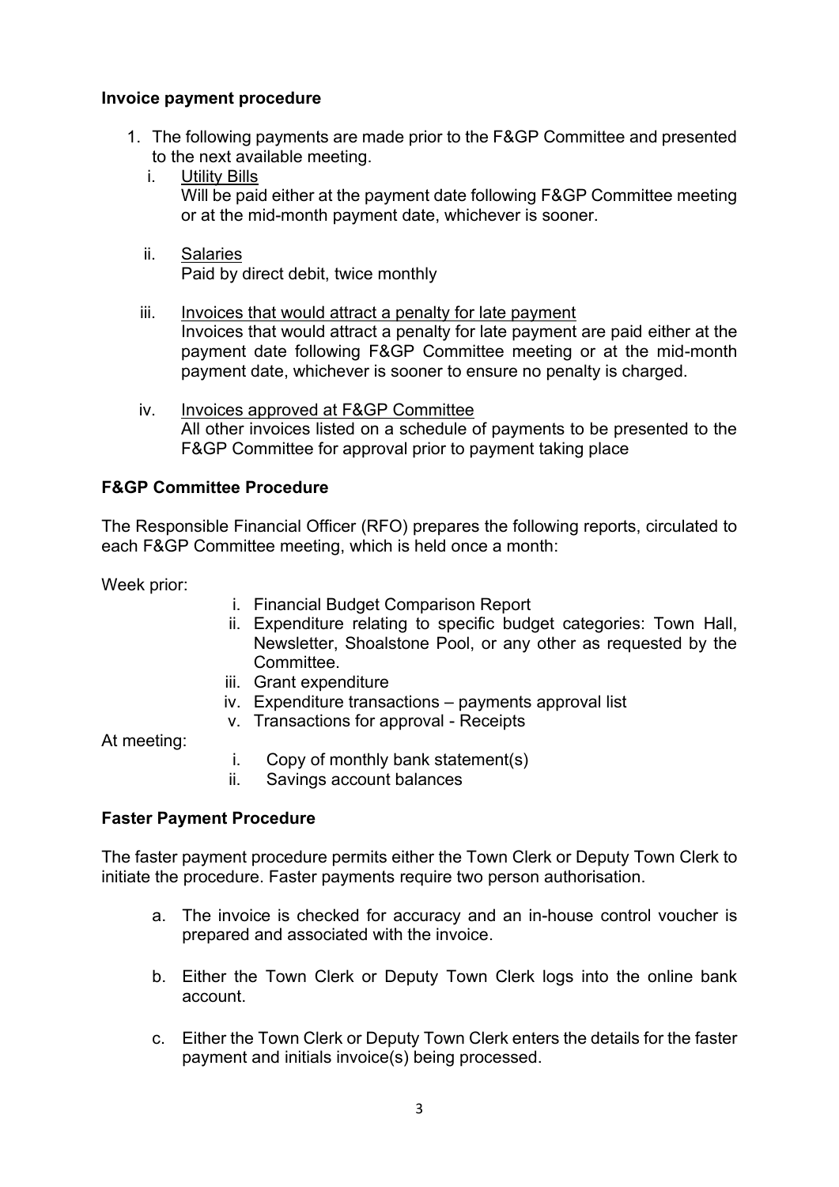**Invoice payment procedure**

1. The following payments are made prior to the F&GP Committee and presented to the next available meeting.
   i. <u>Utility Bills</u>
      Will be paid either at the payment date following F&GP Committee meeting or at the mid-month payment date, whichever is sooner.

   ii. <u>Salaries</u>
       Paid by direct debit, twice monthly

   iii. <u>Invoices that would attract a penalty for late payment</u>
        Invoices that would attract a penalty for late payment are paid either at the payment date following F&GP Committee meeting or at the mid-month payment date, whichever is sooner to ensure no penalty is charged.

   iv. <u>Invoices approved at F&GP Committee</u>
       All other invoices listed on a schedule of payments to be presented to the F&GP Committee for approval prior to payment taking place

**F&GP Committee Procedure**

The Responsible Financial Officer (RFO) prepares the following reports, circulated to each F&GP Committee meeting, which is held once a month:

Week prior:

i. Financial Budget Comparison Report
ii. Expenditure relating to specific budget categories: Town Hall, Newsletter, Shoalstone Pool, or any other as requested by the Committee.
iii. Grant expenditure
iv. Expenditure transactions – payments approval list
v. Transactions for approval - Receipts

At meeting:

i. Copy of monthly bank statement(s)
ii. Savings account balances

**Faster Payment Procedure**

The faster payment procedure permits either the Town Clerk or Deputy Town Clerk to initiate the procedure. Faster payments require two person authorisation.

a. The invoice is checked for accuracy and an in-house control voucher is prepared and associated with the invoice.

b. Either the Town Clerk or Deputy Town Clerk logs into the online bank account.

c. Either the Town Clerk or Deputy Town Clerk enters the details for the faster payment and initials invoice(s) being processed.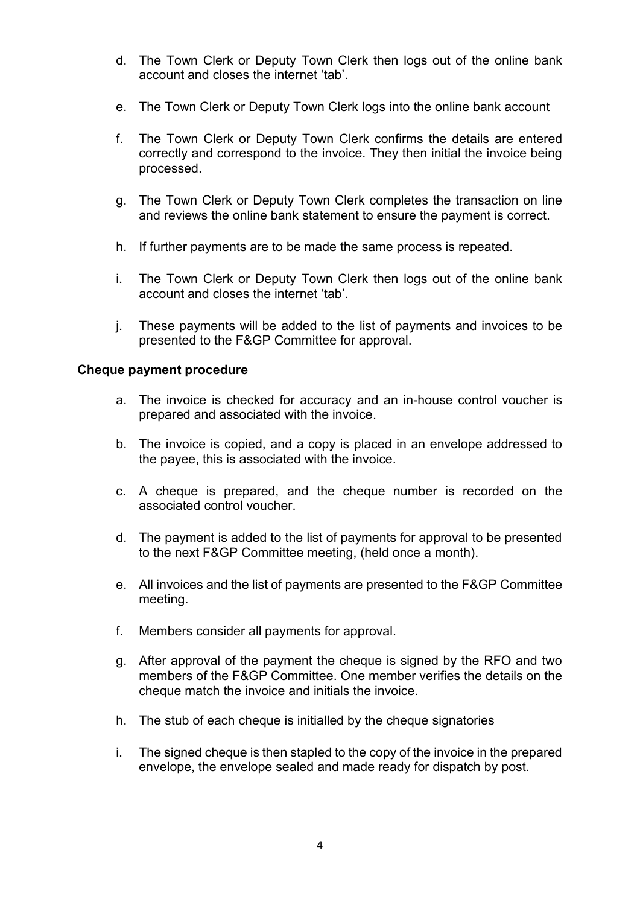d. The Town Clerk or Deputy Town Clerk then logs out of the online bank account and closes the internet 'tab'.

e. The Town Clerk or Deputy Town Clerk logs into the online bank account

f. The Town Clerk or Deputy Town Clerk confirms the details are entered correctly and correspond to the invoice. They then initial the invoice being processed.

g. The Town Clerk or Deputy Town Clerk completes the transaction on line and reviews the online bank statement to ensure the payment is correct.

h. If further payments are to be made the same process is repeated.

i. The Town Clerk or Deputy Town Clerk then logs out of the online bank account and closes the internet 'tab'.

j. These payments will be added to the list of payments and invoices to be presented to the F&GP Committee for approval.

**Cheque payment procedure**

a. The invoice is checked for accuracy and an in-house control voucher is prepared and associated with the invoice.

b. The invoice is copied, and a copy is placed in an envelope addressed to the payee, this is associated with the invoice.

c. A cheque is prepared, and the cheque number is recorded on the associated control voucher.

d. The payment is added to the list of payments for approval to be presented to the next F&GP Committee meeting, (held once a month).

e. All invoices and the list of payments are presented to the F&GP Committee meeting.

f. Members consider all payments for approval.

g. After approval of the payment the cheque is signed by the RFO and two members of the F&GP Committee. One member verifies the details on the cheque match the invoice and initials the invoice.

h. The stub of each cheque is initialled by the cheque signatories

i. The signed cheque is then stapled to the copy of the invoice in the prepared envelope, the envelope sealed and made ready for dispatch by post.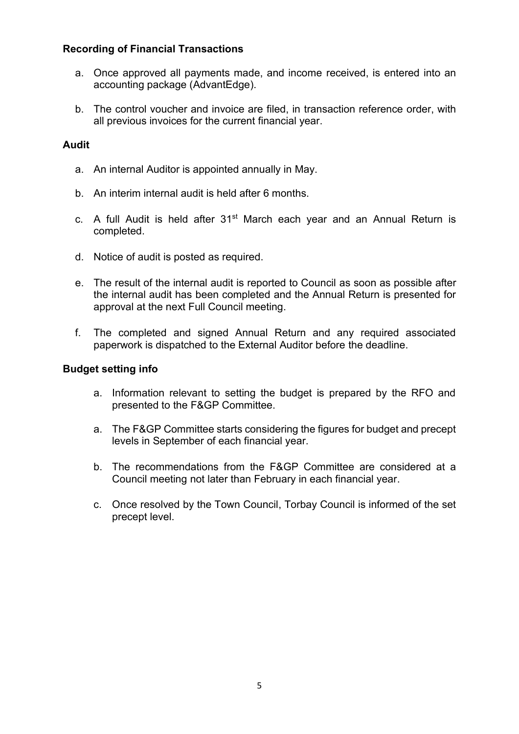**Recording of Financial Transactions**

a. Once approved all payments made, and income received, is entered into an accounting package (AdvantEdge).

b. The control voucher and invoice are filed, in transaction reference order, with all previous invoices for the current financial year.

**Audit**

a. An internal Auditor is appointed annually in May.

b. An interim internal audit is held after 6 months.

c. A full Audit is held after 31st March each year and an Annual Return is completed.

d. Notice of audit is posted as required.

e. The result of the internal audit is reported to Council as soon as possible after the internal audit has been completed and the Annual Return is presented for approval at the next Full Council meeting.

f. The completed and signed Annual Return and any required associated paperwork is dispatched to the External Auditor before the deadline.

**Budget setting info**

a. Information relevant to setting the budget is prepared by the RFO and presented to the F&GP Committee.

a. The F&GP Committee starts considering the figures for budget and precept levels in September of each financial year.

b. The recommendations from the F&GP Committee are considered at a Council meeting not later than February in each financial year.

c. Once resolved by the Town Council, Torbay Council is informed of the set precept level.